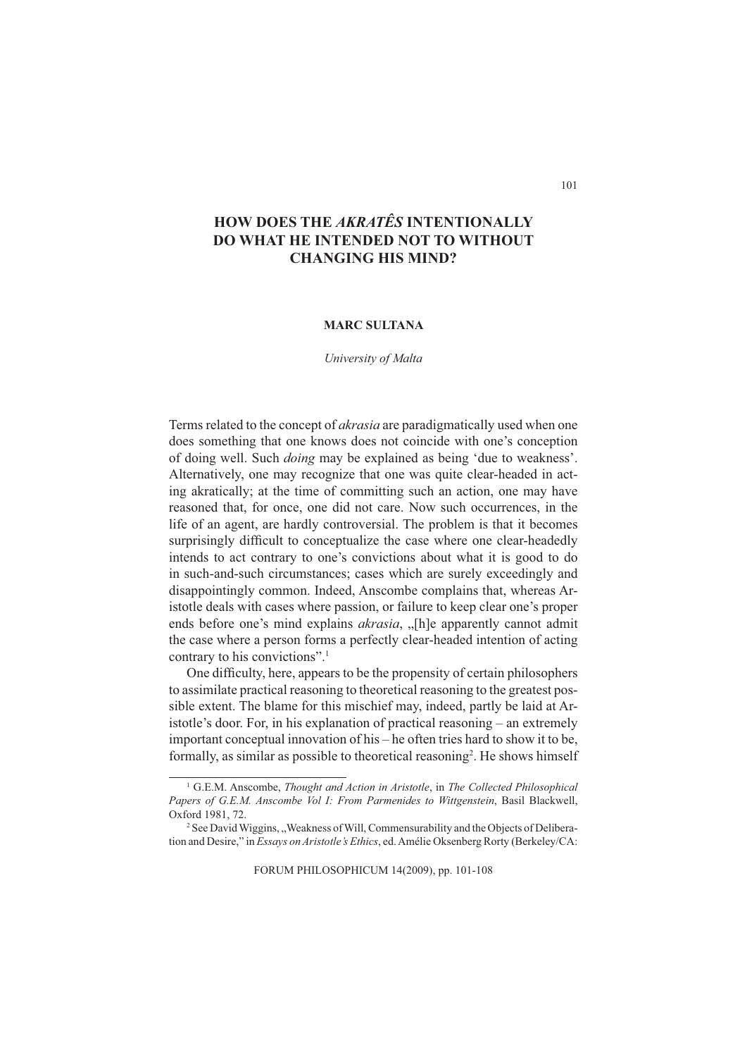# HOW DOES THE *AKRATÊS* INTENTIONALLY DO WHAT HE INTENDED NOT TO WITHOUT CHANGING HIS MIND?

**MARC SULTANA**

*University of Malta*

Terms related to the concept of *akrasia* are paradigmatically used when one does something that one knows does not coincide with one's conception of doing well. Such *doing* may be explained as being 'due to weakness'. Alternatively, one may recognize that one was quite clear-headed in acting akratically; at the time of committing such an action, one may have reasoned that, for once, one did not care. Now such occurrences, in the life of an agent, are hardly controversial. The problem is that it becomes surprisingly difficult to conceptualize the case where one clear-headedly intends to act contrary to one's convictions about what it is good to do in such-and-such circumstances; cases which are surely exceedingly and disappointingly common. Indeed, Anscombe complains that, whereas Aristotle deals with cases where passion, or failure to keep clear one's proper ends before one's mind explains *akrasia*, „[h]e apparently cannot admit the case where a person forms a perfectly clear-headed intention of acting contrary to his convictions".[1]

One difficulty, here, appears to be the propensity of certain philosophers to assimilate practical reasoning to theoretical reasoning to the greatest possible extent. The blame for this mischief may, indeed, partly be laid at Aristotle's door. For, in his explanation of practical reasoning – an extremely important conceptual innovation of his – he often tries hard to show it to be, formally, as similar as possible to theoretical reasoning[2]. He shows himself

---

[1] G.E.M. Anscombe, *Thought and Action in Aristotle*, in *The Collected Philosophical Papers of G.E.M. Anscombe Vol I: From Parmenides to Wittgenstein*, Basil Blackwell, Oxford 1981, 72.

[2] See David Wiggins, „Weakness of Will, Commensurability and the Objects of Deliberation and Desire," in *Essays on Aristotle's Ethics*, ed. Amélie Oksenberg Rorty (Berkeley/CA: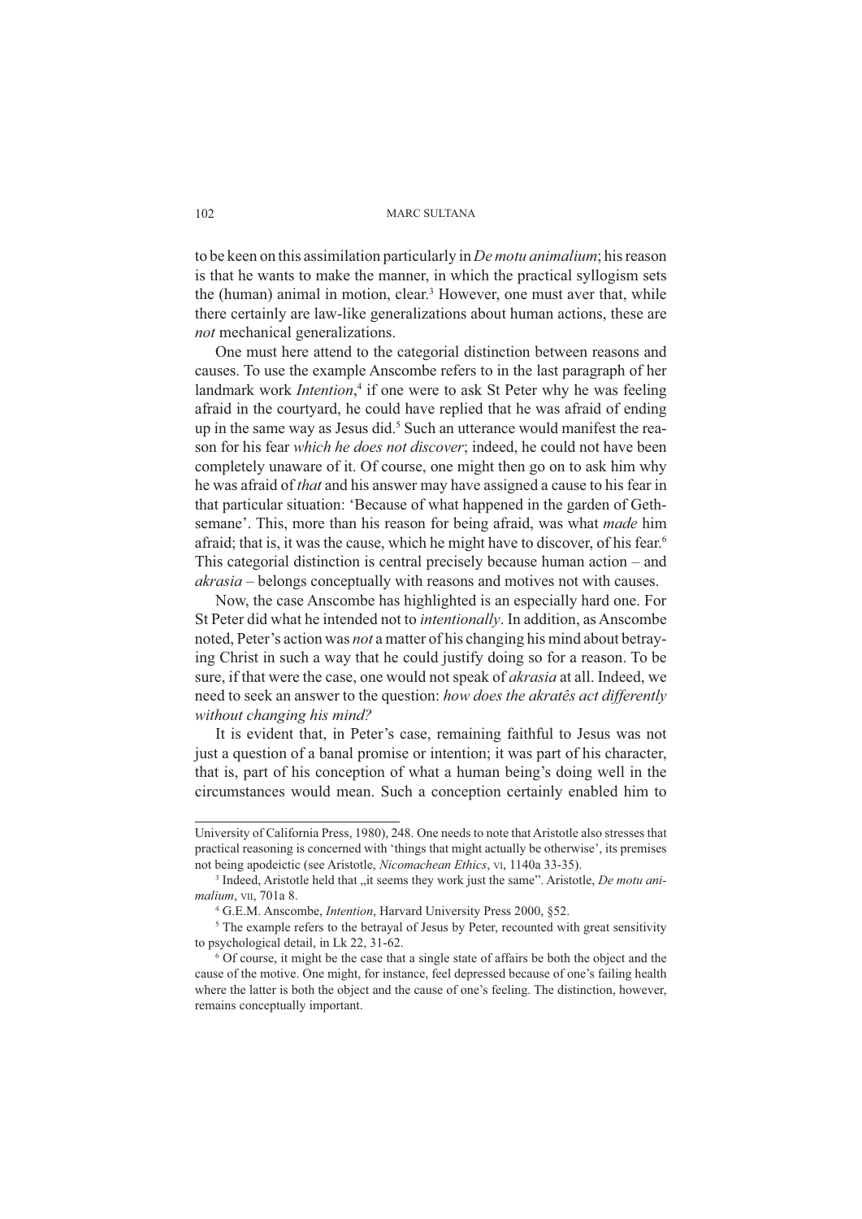to be keen on this assimilation particularly in *De motu animalium*; his reason is that he wants to make the manner, in which the practical syllogism sets the (human) animal in motion, clear.[3] However, one must aver that, while there certainly are law-like generalizations about human actions, these are *not* mechanical generalizations.

One must here attend to the categorial distinction between reasons and causes. To use the example Anscombe refers to in the last paragraph of her landmark work *Intention*,[4] if one were to ask St Peter why he was feeling afraid in the courtyard, he could have replied that he was afraid of ending up in the same way as Jesus did.[5] Such an utterance would manifest the reason for his fear *which he does not discover*; indeed, he could not have been completely unaware of it. Of course, one might then go on to ask him why he was afraid of *that* and his answer may have assigned a cause to his fear in that particular situation: 'Because of what happened in the garden of Gethsemane'. This, more than his reason for being afraid, was what *made* him afraid; that is, it was the cause, which he might have to discover, of his fear.[6] This categorial distinction is central precisely because human action – and *akrasia* – belongs conceptually with reasons and motives not with causes.

Now, the case Anscombe has highlighted is an especially hard one. For St Peter did what he intended not to *intentionally*. In addition, as Anscombe noted, Peter's action was *not* a matter of his changing his mind about betraying Christ in such a way that he could justify doing so for a reason. To be sure, if that were the case, one would not speak of *akrasia* at all. Indeed, we need to seek an answer to the question: *how does the akratês act differently without changing his mind?*

It is evident that, in Peter's case, remaining faithful to Jesus was not just a question of a banal promise or intention; it was part of his character, that is, part of his conception of what a human being's doing well in the circumstances would mean. Such a conception certainly enabled him to

---

University of California Press, 1980), 248. One needs to note that Aristotle also stresses that practical reasoning is concerned with 'things that might actually be otherwise', its premises not being apodeictic (see Aristotle, *Nicomachean Ethics*, VI, 1140a 33-35).

[3] Indeed, Aristotle held that „it seems they work just the same". Aristotle, *De motu animalium*, VII, 701a 8.

[4] G.E.M. Anscombe, *Intention*, Harvard University Press 2000, §52.

[5] The example refers to the betrayal of Jesus by Peter, recounted with great sensitivity to psychological detail, in Lk 22, 31-62.

[6] Of course, it might be the case that a single state of affairs be both the object and the cause of the motive. One might, for instance, feel depressed because of one's failing health where the latter is both the object and the cause of one's feeling. The distinction, however, remains conceptually important.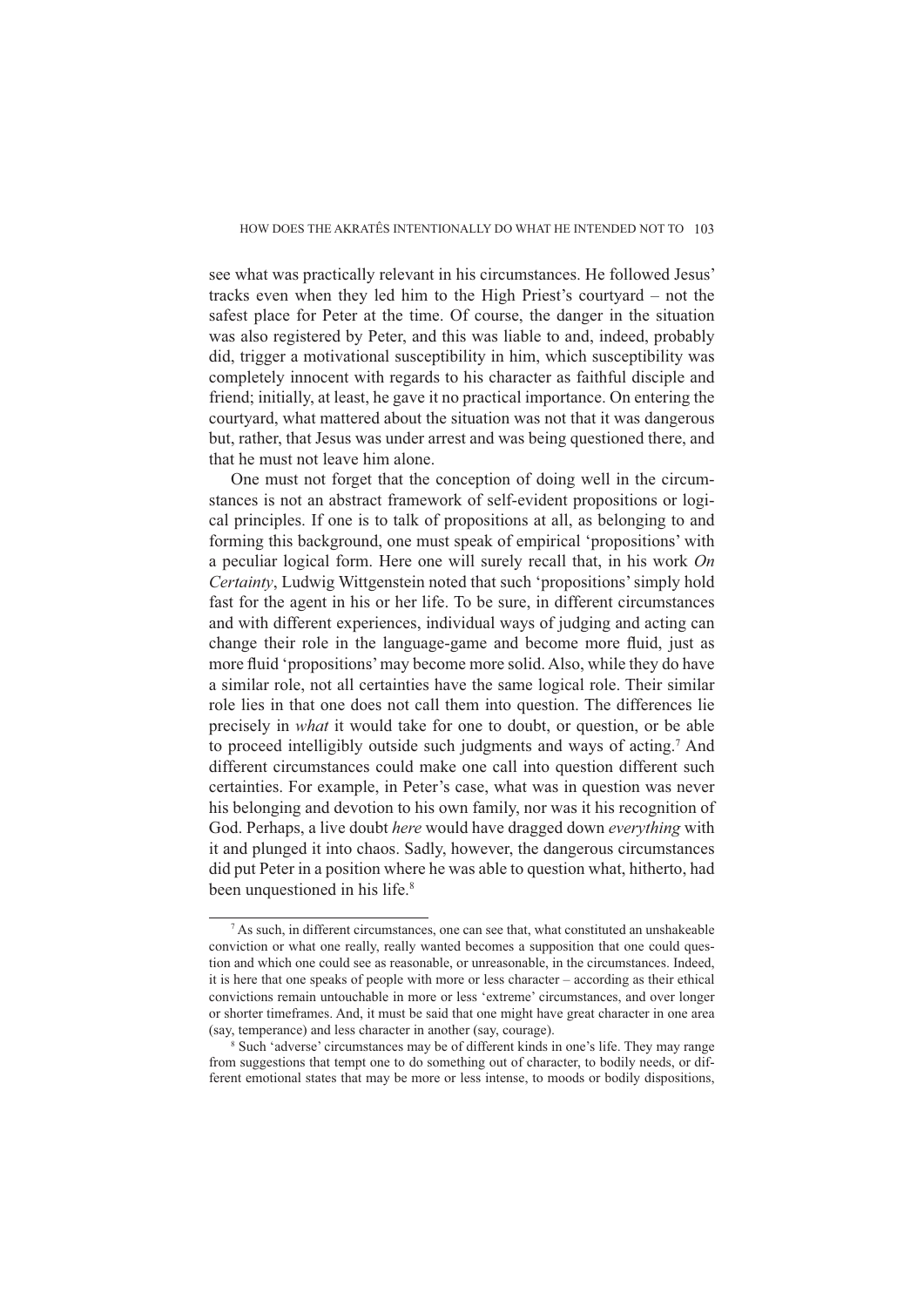see what was practically relevant in his circumstances. He followed Jesus' tracks even when they led him to the High Priest's courtyard – not the safest place for Peter at the time. Of course, the danger in the situation was also registered by Peter, and this was liable to and, indeed, probably did, trigger a motivational susceptibility in him, which susceptibility was completely innocent with regards to his character as faithful disciple and friend; initially, at least, he gave it no practical importance. On entering the courtyard, what mattered about the situation was not that it was dangerous but, rather, that Jesus was under arrest and was being questioned there, and that he must not leave him alone.

One must not forget that the conception of doing well in the circumstances is not an abstract framework of self-evident propositions or logical principles. If one is to talk of propositions at all, as belonging to and forming this background, one must speak of empirical 'propositions' with a peculiar logical form. Here one will surely recall that, in his work *On Certainty*, Ludwig Wittgenstein noted that such 'propositions' simply hold fast for the agent in his or her life. To be sure, in different circumstances and with different experiences, individual ways of judging and acting can change their role in the language-game and become more fluid, just as more fluid 'propositions' may become more solid. Also, while they do have a similar role, not all certainties have the same logical role. Their similar role lies in that one does not call them into question. The differences lie precisely in *what* it would take for one to doubt, or question, or be able to proceed intelligibly outside such judgments and ways of acting.[7] And different circumstances could make one call into question different such certainties. For example, in Peter's case, what was in question was never his belonging and devotion to his own family, nor was it his recognition of God. Perhaps, a live doubt *here* would have dragged down *everything* with it and plunged it into chaos. Sadly, however, the dangerous circumstances did put Peter in a position where he was able to question what, hitherto, had been unquestioned in his life.[8]

---

[7] As such, in different circumstances, one can see that, what constituted an unshakeable conviction or what one really, really wanted becomes a supposition that one could question and which one could see as reasonable, or unreasonable, in the circumstances. Indeed, it is here that one speaks of people with more or less character – according as their ethical convictions remain untouchable in more or less 'extreme' circumstances, and over longer or shorter timeframes. And, it must be said that one might have great character in one area (say, temperance) and less character in another (say, courage).

[8] Such 'adverse' circumstances may be of different kinds in one's life. They may range from suggestions that tempt one to do something out of character, to bodily needs, or different emotional states that may be more or less intense, to moods or bodily dispositions,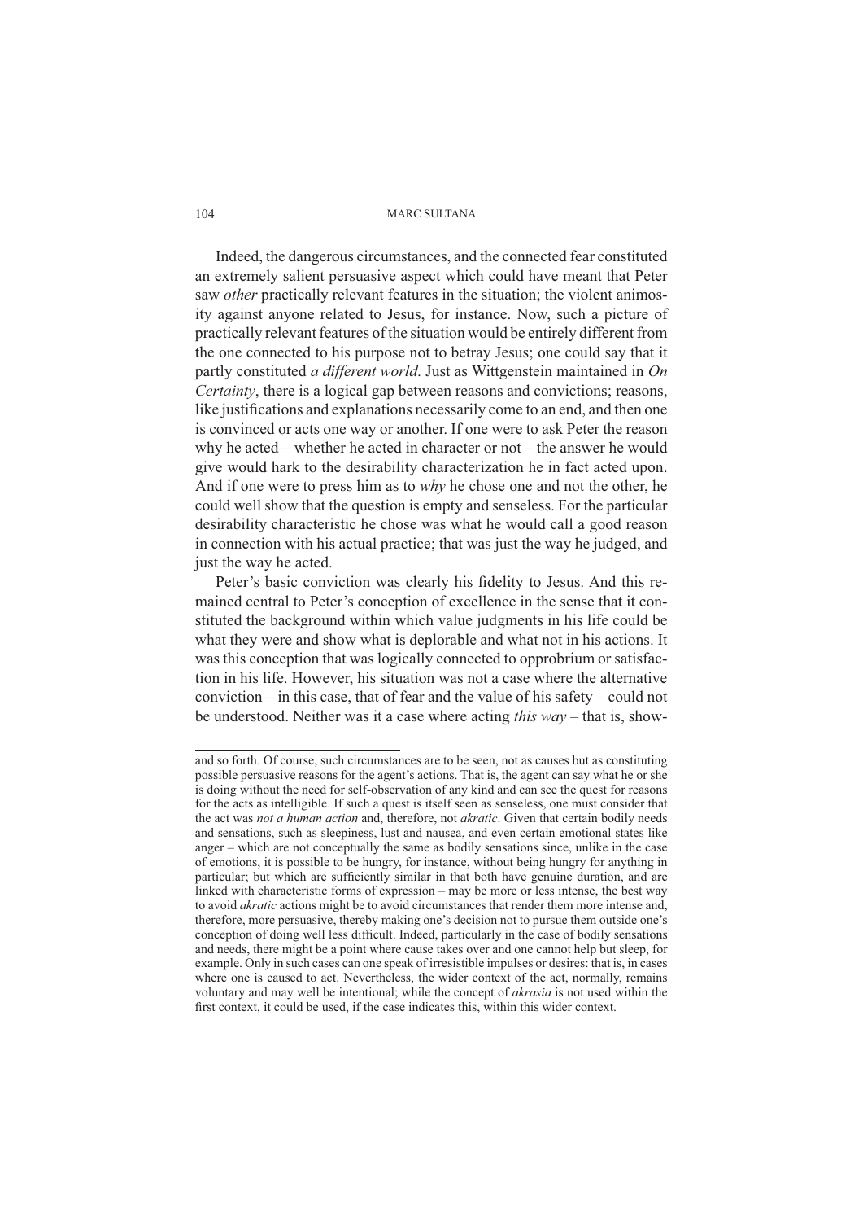Indeed, the dangerous circumstances, and the connected fear constituted an extremely salient persuasive aspect which could have meant that Peter saw *other* practically relevant features in the situation; the violent animosity against anyone related to Jesus, for instance. Now, such a picture of practically relevant features of the situation would be entirely different from the one connected to his purpose not to betray Jesus; one could say that it partly constituted *a different world*. Just as Wittgenstein maintained in *On Certainty*, there is a logical gap between reasons and convictions; reasons, like justifications and explanations necessarily come to an end, and then one is convinced or acts one way or another. If one were to ask Peter the reason why he acted – whether he acted in character or not – the answer he would give would hark to the desirability characterization he in fact acted upon. And if one were to press him as to *why* he chose one and not the other, he could well show that the question is empty and senseless. For the particular desirability characteristic he chose was what he would call a good reason in connection with his actual practice; that was just the way he judged, and just the way he acted.

Peter's basic conviction was clearly his fidelity to Jesus. And this remained central to Peter's conception of excellence in the sense that it constituted the background within which value judgments in his life could be what they were and show what is deplorable and what not in his actions. It was this conception that was logically connected to opprobrium or satisfaction in his life. However, his situation was not a case where the alternative conviction – in this case, that of fear and the value of his safety – could not be understood. Neither was it a case where acting *this way* – that is, show-

---

and so forth. Of course, such circumstances are to be seen, not as causes but as constituting possible persuasive reasons for the agent's actions. That is, the agent can say what he or she is doing without the need for self-observation of any kind and can see the quest for reasons for the acts as intelligible. If such a quest is itself seen as senseless, one must consider that the act was *not a human action* and, therefore, not *akratic*. Given that certain bodily needs and sensations, such as sleepiness, lust and nausea, and even certain emotional states like anger – which are not conceptually the same as bodily sensations since, unlike in the case of emotions, it is possible to be hungry, for instance, without being hungry for anything in particular; but which are sufficiently similar in that both have genuine duration, and are linked with characteristic forms of expression – may be more or less intense, the best way to avoid *akratic* actions might be to avoid circumstances that render them more intense and, therefore, more persuasive, thereby making one's decision not to pursue them outside one's conception of doing well less difficult. Indeed, particularly in the case of bodily sensations and needs, there might be a point where cause takes over and one cannot help but sleep, for example. Only in such cases can one speak of irresistible impulses or desires: that is, in cases where one is caused to act. Nevertheless, the wider context of the act, normally, remains voluntary and may well be intentional; while the concept of *akrasia* is not used within the first context, it could be used, if the case indicates this, within this wider context.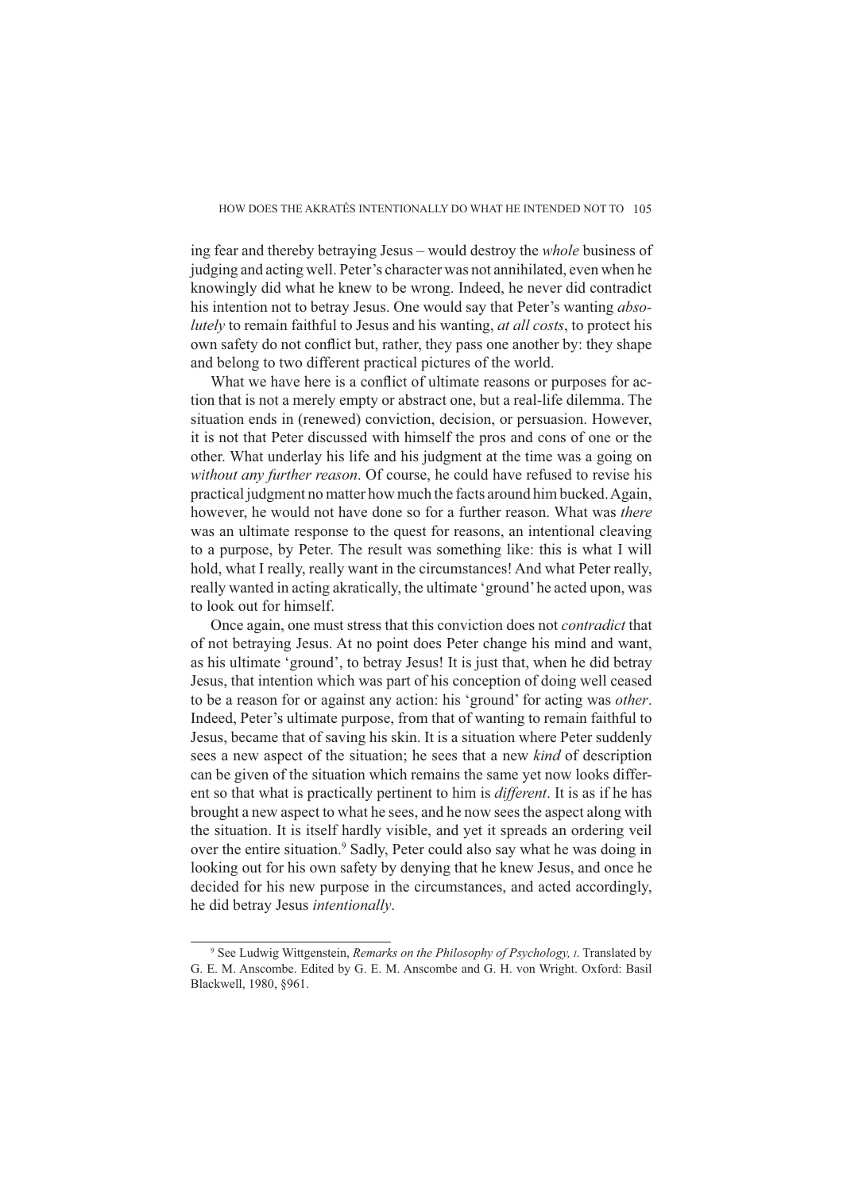ing fear and thereby betraying Jesus – would destroy the *whole* business of judging and acting well. Peter's character was not annihilated, even when he knowingly did what he knew to be wrong. Indeed, he never did contradict his intention not to betray Jesus. One would say that Peter's wanting *absolutely* to remain faithful to Jesus and his wanting, *at all costs*, to protect his own safety do not conflict but, rather, they pass one another by: they shape and belong to two different practical pictures of the world.

What we have here is a conflict of ultimate reasons or purposes for action that is not a merely empty or abstract one, but a real-life dilemma. The situation ends in (renewed) conviction, decision, or persuasion. However, it is not that Peter discussed with himself the pros and cons of one or the other. What underlay his life and his judgment at the time was a going on *without any further reason*. Of course, he could have refused to revise his practical judgment no matter how much the facts around him bucked. Again, however, he would not have done so for a further reason. What was *there* was an ultimate response to the quest for reasons, an intentional cleaving to a purpose, by Peter. The result was something like: this is what I will hold, what I really, really want in the circumstances! And what Peter really, really wanted in acting akratically, the ultimate 'ground' he acted upon, was to look out for himself.

Once again, one must stress that this conviction does not *contradict* that of not betraying Jesus. At no point does Peter change his mind and want, as his ultimate 'ground', to betray Jesus! It is just that, when he did betray Jesus, that intention which was part of his conception of doing well ceased to be a reason for or against any action: his 'ground' for acting was *other*. Indeed, Peter's ultimate purpose, from that of wanting to remain faithful to Jesus, became that of saving his skin. It is a situation where Peter suddenly sees a new aspect of the situation; he sees that a new *kind* of description can be given of the situation which remains the same yet now looks different so that what is practically pertinent to him is *different*. It is as if he has brought a new aspect to what he sees, and he now sees the aspect along with the situation. It is itself hardly visible, and yet it spreads an ordering veil over the entire situation.[9] Sadly, Peter could also say what he was doing in looking out for his own safety by denying that he knew Jesus, and once he decided for his new purpose in the circumstances, and acted accordingly, he did betray Jesus *intentionally*.

---

[9] See Ludwig Wittgenstein, *Remarks on the Philosophy of Psychology, I*. Translated by G. E. M. Anscombe. Edited by G. E. M. Anscombe and G. H. von Wright. Oxford: Basil Blackwell, 1980, §961.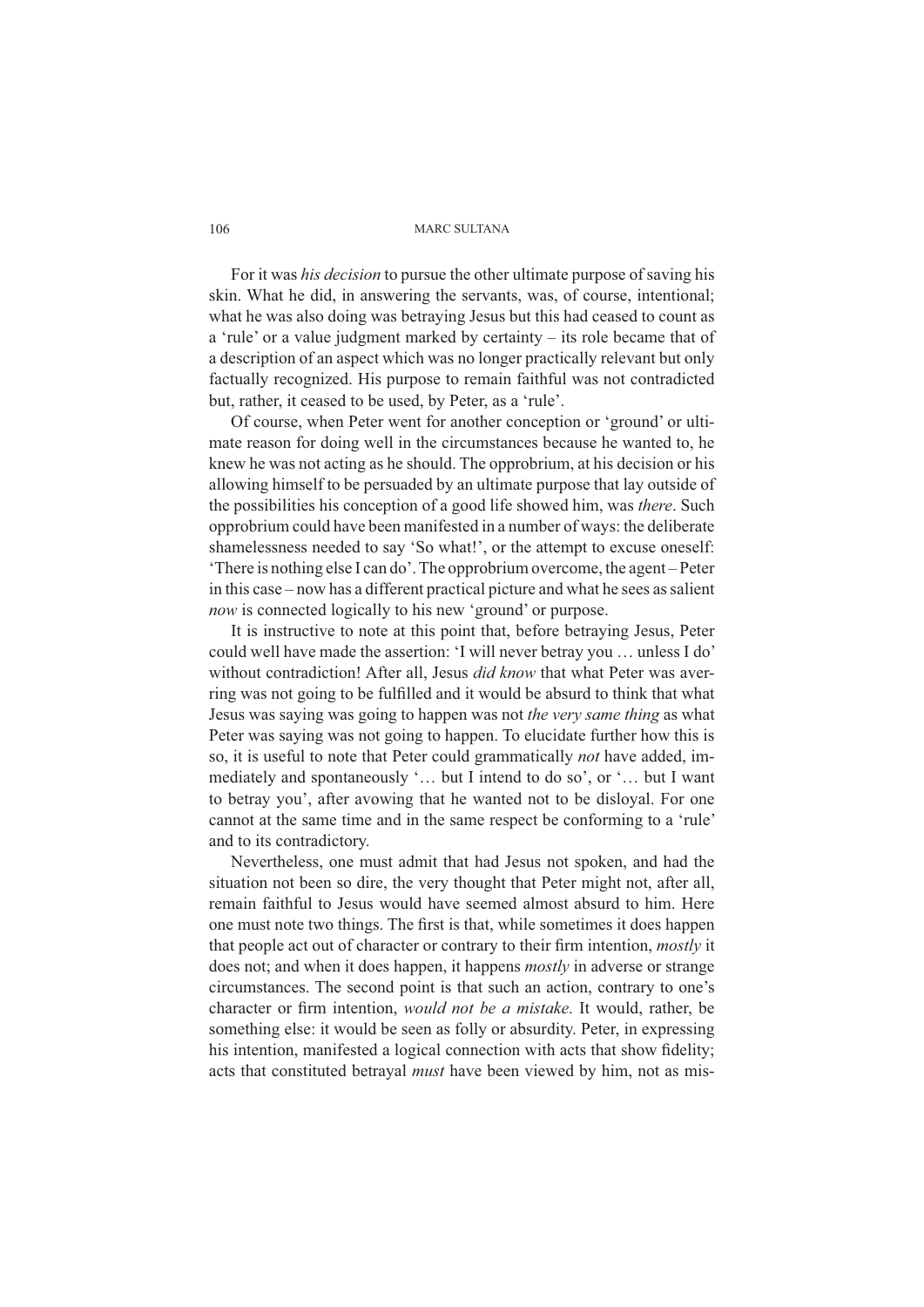For it was *his decision* to pursue the other ultimate purpose of saving his skin. What he did, in answering the servants, was, of course, intentional; what he was also doing was betraying Jesus but this had ceased to count as a 'rule' or a value judgment marked by certainty – its role became that of a description of an aspect which was no longer practically relevant but only factually recognized. His purpose to remain faithful was not contradicted but, rather, it ceased to be used, by Peter, as a 'rule'.

Of course, when Peter went for another conception or 'ground' or ultimate reason for doing well in the circumstances because he wanted to, he knew he was not acting as he should. The opprobrium, at his decision or his allowing himself to be persuaded by an ultimate purpose that lay outside of the possibilities his conception of a good life showed him, was *there*. Such opprobrium could have been manifested in a number of ways: the deliberate shamelessness needed to say 'So what!', or the attempt to excuse oneself: 'There is nothing else I can do'. The opprobrium overcome, the agent – Peter in this case – now has a different practical picture and what he sees as salient *now* is connected logically to his new 'ground' or purpose.

It is instructive to note at this point that, before betraying Jesus, Peter could well have made the assertion: 'I will never betray you … unless I do' without contradiction! After all, Jesus *did know* that what Peter was averring was not going to be fulfilled and it would be absurd to think that what Jesus was saying was going to happen was not *the very same thing* as what Peter was saying was not going to happen. To elucidate further how this is so, it is useful to note that Peter could grammatically *not* have added, immediately and spontaneously '… but I intend to do so', or '… but I want to betray you', after avowing that he wanted not to be disloyal. For one cannot at the same time and in the same respect be conforming to a 'rule' and to its contradictory.

Nevertheless, one must admit that had Jesus not spoken, and had the situation not been so dire, the very thought that Peter might not, after all, remain faithful to Jesus would have seemed almost absurd to him. Here one must note two things. The first is that, while sometimes it does happen that people act out of character or contrary to their firm intention, *mostly* it does not; and when it does happen, it happens *mostly* in adverse or strange circumstances. The second point is that such an action, contrary to one's character or firm intention, *would not be a mistake*. It would, rather, be something else: it would be seen as folly or absurdity. Peter, in expressing his intention, manifested a logical connection with acts that show fidelity; acts that constituted betrayal *must* have been viewed by him, not as mis-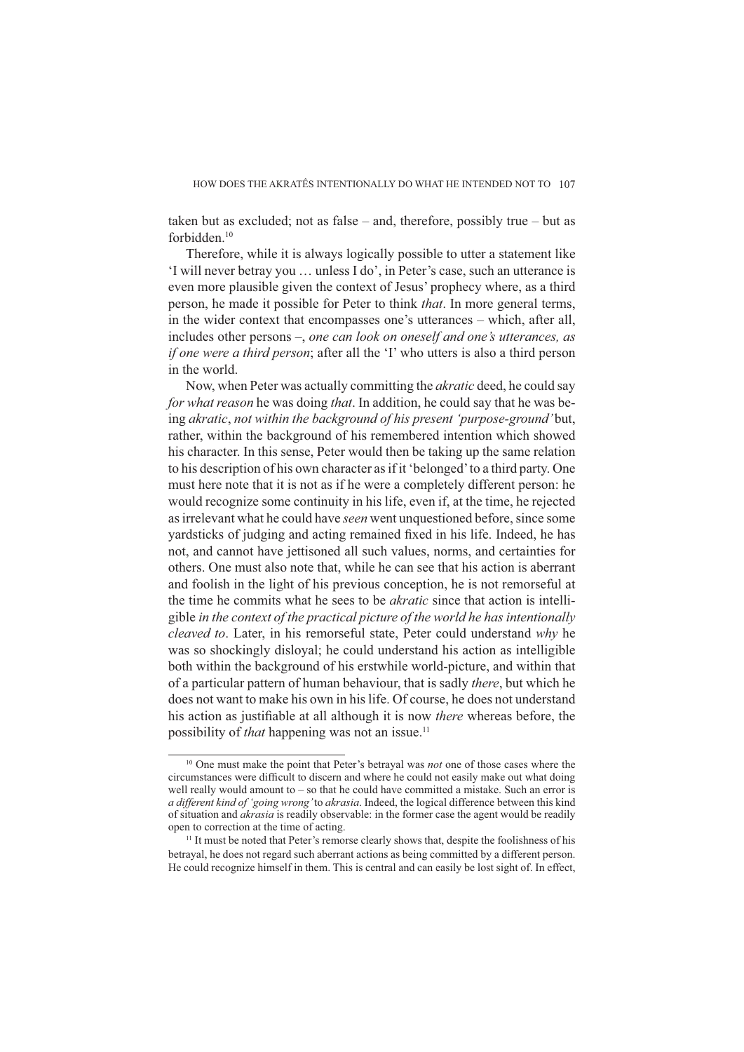taken but as excluded; not as false – and, therefore, possibly true – but as forbidden.[10]

Therefore, while it is always logically possible to utter a statement like 'I will never betray you … unless I do', in Peter's case, such an utterance is even more plausible given the context of Jesus' prophecy where, as a third person, he made it possible for Peter to think *that*. In more general terms, in the wider context that encompasses one's utterances – which, after all, includes other persons –, *one can look on oneself and one's utterances, as if one were a third person*; after all the 'I' who utters is also a third person in the world.

Now, when Peter was actually committing the *akratic* deed, he could say *for what reason* he was doing *that*. In addition, he could say that he was being *akratic*, *not within the background of his present 'purpose-ground'* but, rather, within the background of his remembered intention which showed his character. In this sense, Peter would then be taking up the same relation to his description of his own character as if it 'belonged' to a third party. One must here note that it is not as if he were a completely different person: he would recognize some continuity in his life, even if, at the time, he rejected as irrelevant what he could have *seen* went unquestioned before, since some yardsticks of judging and acting remained fixed in his life. Indeed, he has not, and cannot have jettisoned all such values, norms, and certainties for others. One must also note that, while he can see that his action is aberrant and foolish in the light of his previous conception, he is not remorseful at the time he commits what he sees to be *akratic* since that action is intelligible *in the context of the practical picture of the world he has intentionally cleaved to*. Later, in his remorseful state, Peter could understand *why* he was so shockingly disloyal; he could understand his action as intelligible both within the background of his erstwhile world-picture, and within that of a particular pattern of human behaviour, that is sadly *there*, but which he does not want to make his own in his life. Of course, he does not understand his action as justifiable at all although it is now *there* whereas before, the possibility of *that* happening was not an issue.[11]

---

[10] One must make the point that Peter's betrayal was *not* one of those cases where the circumstances were difficult to discern and where he could not easily make out what doing well really would amount to – so that he could have committed a mistake. Such an error is *a different kind of 'going wrong'* to *akrasia*. Indeed, the logical difference between this kind of situation and *akrasia* is readily observable: in the former case the agent would be readily open to correction at the time of acting.

[11] It must be noted that Peter's remorse clearly shows that, despite the foolishness of his betrayal, he does not regard such aberrant actions as being committed by a different person. He could recognize himself in them. This is central and can easily be lost sight of. In effect,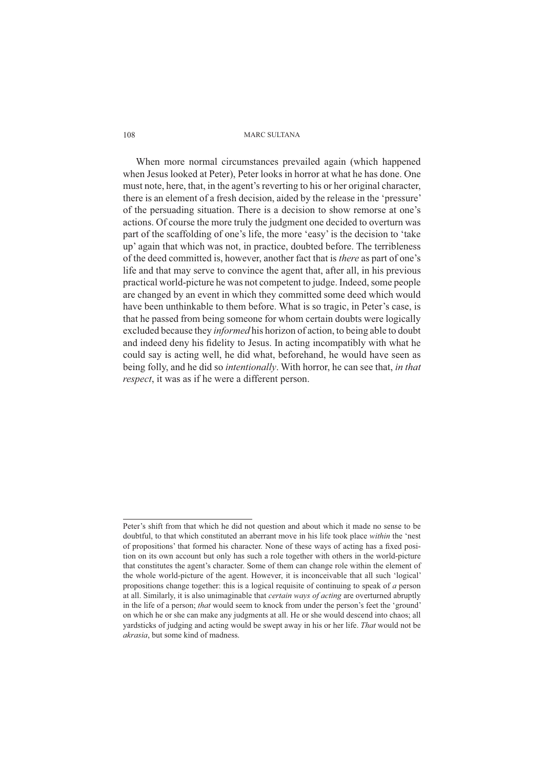When more normal circumstances prevailed again (which happened when Jesus looked at Peter), Peter looks in horror at what he has done. One must note, here, that, in the agent's reverting to his or her original character, there is an element of a fresh decision, aided by the release in the 'pressure' of the persuading situation. There is a decision to show remorse at one's actions. Of course the more truly the judgment one decided to overturn was part of the scaffolding of one's life, the more 'easy' is the decision to 'take up' again that which was not, in practice, doubted before. The terribleness of the deed committed is, however, another fact that is *there* as part of one's life and that may serve to convince the agent that, after all, in his previous practical world-picture he was not competent to judge. Indeed, some people are changed by an event in which they committed some deed which would have been unthinkable to them before. What is so tragic, in Peter's case, is that he passed from being someone for whom certain doubts were logically excluded because they *informed* his horizon of action, to being able to doubt and indeed deny his fidelity to Jesus. In acting incompatibly with what he could say is acting well, he did what, beforehand, he would have seen as being folly, and he did so *intentionally*. With horror, he can see that, *in that respect*, it was as if he were a different person.

---

Peter's shift from that which he did not question and about which it made no sense to be doubtful, to that which constituted an aberrant move in his life took place *within* the 'nest of propositions' that formed his character. None of these ways of acting has a fixed position on its own account but only has such a role together with others in the world-picture that constitutes the agent's character. Some of them can change role within the element of the whole world-picture of the agent. However, it is inconceivable that all such 'logical' propositions change together: this is a logical requisite of continuing to speak of *a* person at all. Similarly, it is also unimaginable that *certain ways of acting* are overturned abruptly in the life of a person; *that* would seem to knock from under the person's feet the 'ground' on which he or she can make any judgments at all. He or she would descend into chaos; all yardsticks of judging and acting would be swept away in his or her life. *That* would not be *akrasia*, but some kind of madness.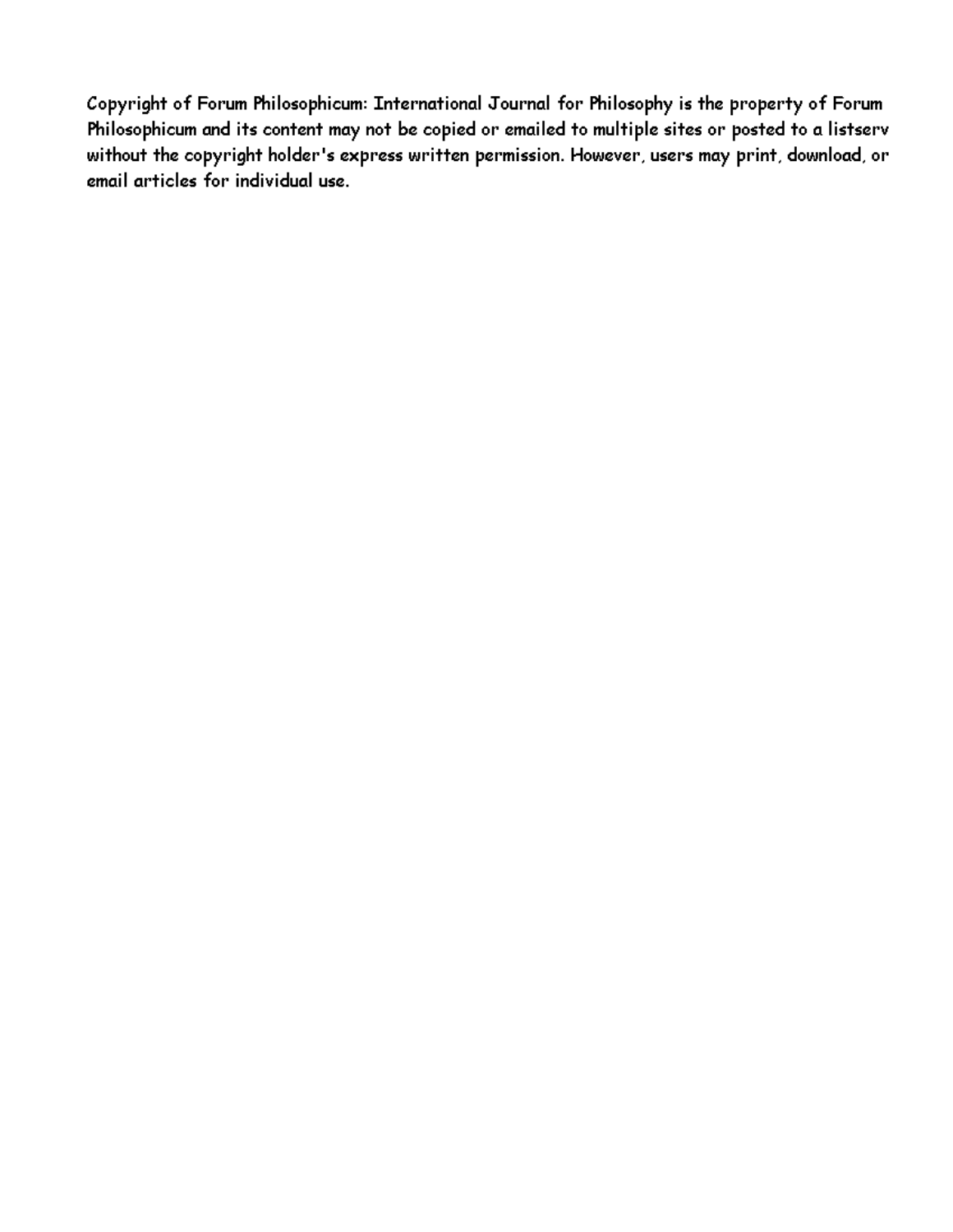Copyright of Forum Philosophicum: International Journal for Philosophy is the property of Forum Philosophicum and its content may not be copied or emailed to multiple sites or posted to a listserv without the copyright holder's express written permission. However, users may print, download, or email articles for individual use.